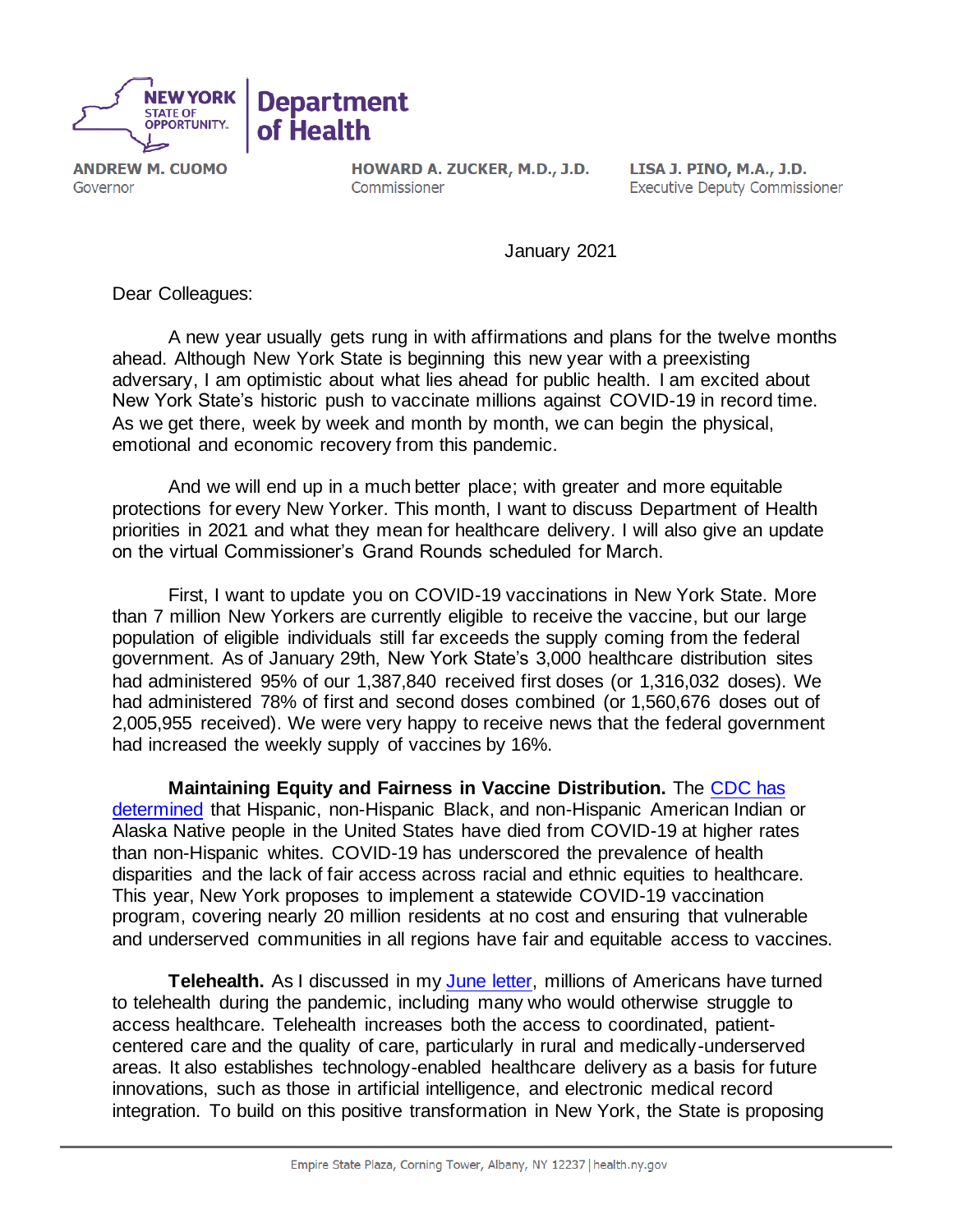**NEW YORK STATE OF OPPORTUNITY. | Department of Health**

**ANDREW M. CUOMO**
Governor

**HOWARD A. ZUCKER, M.D., J.D.**
Commissioner

**LISA J. PINO, M.A., J.D.**
Executive Deputy Commissioner

January 2021

Dear Colleagues:

A new year usually gets rung in with affirmations and plans for the twelve months ahead. Although New York State is beginning this new year with a preexisting adversary, I am optimistic about what lies ahead for public health. I am excited about New York State's historic push to vaccinate millions against COVID-19 in record time. As we get there, week by week and month by month, we can begin the physical, emotional and economic recovery from this pandemic.

And we will end up in a much better place; with greater and more equitable protections for every New Yorker. This month, I want to discuss Department of Health priorities in 2021 and what they mean for healthcare delivery. I will also give an update on the virtual Commissioner's Grand Rounds scheduled for March.

First, I want to update you on COVID-19 vaccinations in New York State. More than 7 million New Yorkers are currently eligible to receive the vaccine, but our large population of eligible individuals still far exceeds the supply coming from the federal government. As of January 29th, New York State's 3,000 healthcare distribution sites had administered 95% of our 1,387,840 received first doses (or 1,316,032 doses). We had administered 78% of first and second doses combined (or 1,560,676 doses out of 2,005,955 received). We were very happy to receive news that the federal government had increased the weekly supply of vaccines by 16%.

**Maintaining Equity and Fairness in Vaccine Distribution.** The CDC has determined that Hispanic, non-Hispanic Black, and non-Hispanic American Indian or Alaska Native people in the United States have died from COVID-19 at higher rates than non-Hispanic whites. COVID-19 has underscored the prevalence of health disparities and the lack of fair access across racial and ethnic equities to healthcare. This year, New York proposes to implement a statewide COVID-19 vaccination program, covering nearly 20 million residents at no cost and ensuring that vulnerable and underserved communities in all regions have fair and equitable access to vaccines.

**Telehealth.** As I discussed in my June letter, millions of Americans have turned to telehealth during the pandemic, including many who would otherwise struggle to access healthcare. Telehealth increases both the access to coordinated, patient-centered care and the quality of care, particularly in rural and medically-underserved areas. It also establishes technology-enabled healthcare delivery as a basis for future innovations, such as those in artificial intelligence, and electronic medical record integration. To build on this positive transformation in New York, the State is proposing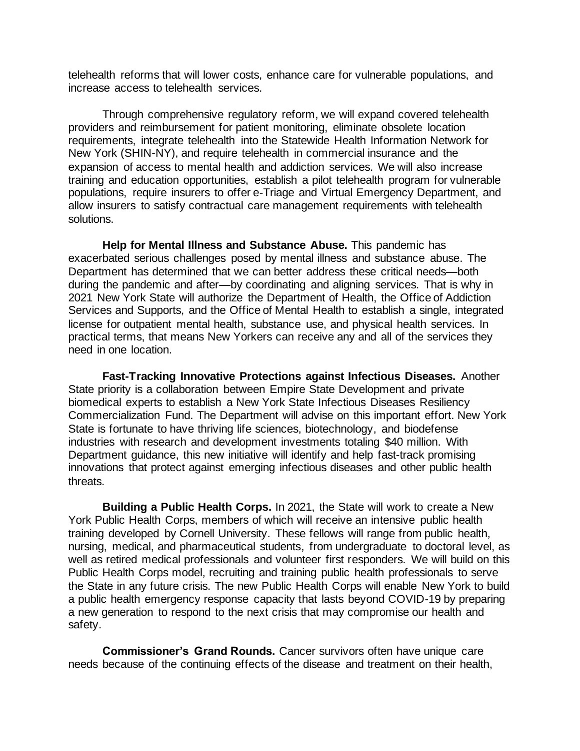telehealth reforms that will lower costs, enhance care for vulnerable populations, and increase access to telehealth services.

Through comprehensive regulatory reform, we will expand covered telehealth providers and reimbursement for patient monitoring, eliminate obsolete location requirements, integrate telehealth into the Statewide Health Information Network for New York (SHIN-NY), and require telehealth in commercial insurance and the expansion of access to mental health and addiction services. We will also increase training and education opportunities, establish a pilot telehealth program for vulnerable populations, require insurers to offer e-Triage and Virtual Emergency Department, and allow insurers to satisfy contractual care management requirements with telehealth solutions.

**Help for Mental Illness and Substance Abuse.** This pandemic has exacerbated serious challenges posed by mental illness and substance abuse. The Department has determined that we can better address these critical needs—both during the pandemic and after—by coordinating and aligning services. That is why in 2021 New York State will authorize the Department of Health, the Office of Addiction Services and Supports, and the Office of Mental Health to establish a single, integrated license for outpatient mental health, substance use, and physical health services. In practical terms, that means New Yorkers can receive any and all of the services they need in one location.

**Fast-Tracking Innovative Protections against Infectious Diseases.** Another State priority is a collaboration between Empire State Development and private biomedical experts to establish a New York State Infectious Diseases Resiliency Commercialization Fund. The Department will advise on this important effort. New York State is fortunate to have thriving life sciences, biotechnology, and biodefense industries with research and development investments totaling $40 million. With Department guidance, this new initiative will identify and help fast-track promising innovations that protect against emerging infectious diseases and other public health threats.

**Building a Public Health Corps.** In 2021, the State will work to create a New York Public Health Corps, members of which will receive an intensive public health training developed by Cornell University. These fellows will range from public health, nursing, medical, and pharmaceutical students, from undergraduate to doctoral level, as well as retired medical professionals and volunteer first responders. We will build on this Public Health Corps model, recruiting and training public health professionals to serve the State in any future crisis. The new Public Health Corps will enable New York to build a public health emergency response capacity that lasts beyond COVID-19 by preparing a new generation to respond to the next crisis that may compromise our health and safety.

**Commissioner's Grand Rounds.** Cancer survivors often have unique care needs because of the continuing effects of the disease and treatment on their health,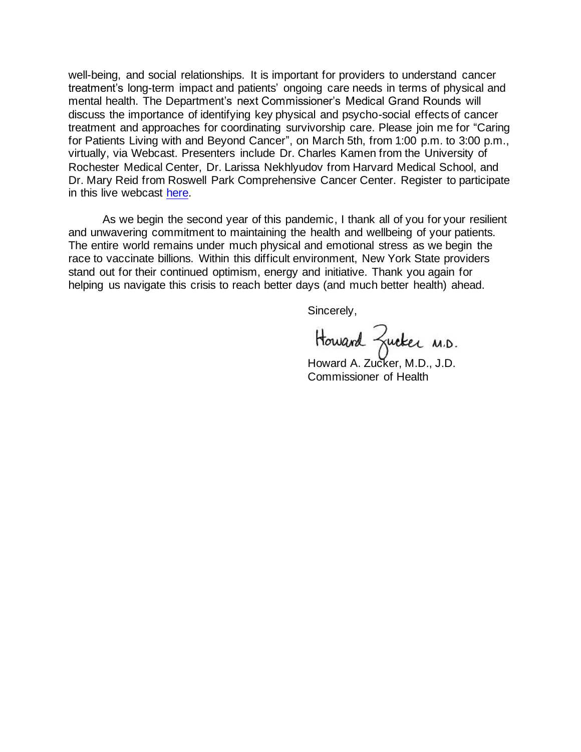well-being, and social relationships. It is important for providers to understand cancer treatment's long-term impact and patients' ongoing care needs in terms of physical and mental health. The Department's next Commissioner's Medical Grand Rounds will discuss the importance of identifying key physical and psycho-social effects of cancer treatment and approaches for coordinating survivorship care. Please join me for "Caring for Patients Living with and Beyond Cancer", on March 5th, from 1:00 p.m. to 3:00 p.m., virtually, via Webcast. Presenters include Dr. Charles Kamen from the University of Rochester Medical Center, Dr. Larissa Nekhlyudov from Harvard Medical School, and Dr. Mary Reid from Roswell Park Comprehensive Cancer Center. Register to participate in this live webcast here.

As we begin the second year of this pandemic, I thank all of you for your resilient and unwavering commitment to maintaining the health and wellbeing of your patients. The entire world remains under much physical and emotional stress as we begin the race to vaccinate billions. Within this difficult environment, New York State providers stand out for their continued optimism, energy and initiative. Thank you again for helping us navigate this crisis to reach better days (and much better health) ahead.

Sincerely,

Howard Zucker M.D.

Howard A. Zucker, M.D., J.D.
Commissioner of Health